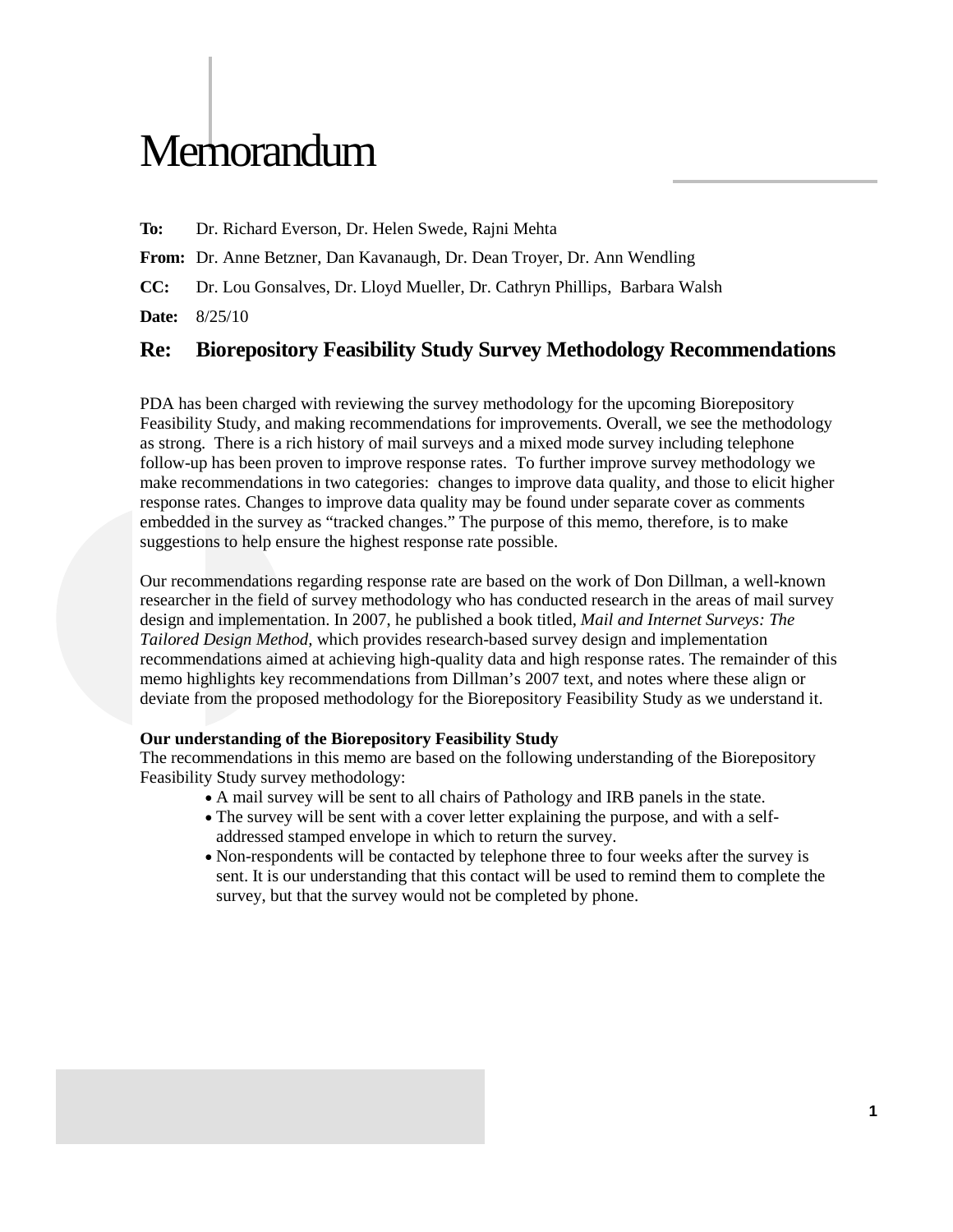# Memorandum

**To:** Dr. Richard Everson, Dr. Helen Swede, Rajni Mehta

**From:** Dr. Anne Betzner, Dan Kavanaugh, Dr. Dean Troyer, Dr. Ann Wendling

**CC:** Dr. Lou Gonsalves, Dr. Lloyd Mueller, Dr. Cathryn Phillips, Barbara Walsh

**Date:** 8/25/10

## Re: Biorepository Feasibility Study Survey Methodology Recommendations

PDA has been charged with reviewing the survey methodology for the upcoming Biorepository Feasibility Study, and making recommendations for improvements. Overall, we see the methodology as strong. There is a rich history of mail surveys and a mixed mode survey including telephone follow-up has been proven to improve response rates. To further improve survey methodology we make recommendations in two categories: changes to improve data quality, and those to elicit higher response rates. Changes to improve data quality may be found under separate cover as comments embedded in the survey as "tracked changes." The purpose of this memo, therefore, is to make suggestions to help ensure the highest response rate possible.

Our recommendations regarding response rate are based on the work of Don Dillman, a well-known researcher in the field of survey methodology who has conducted research in the areas of mail survey design and implementation. In 2007, he published a book titled, *Mail and Internet Surveys: The Tailored Design Method*, which provides research-based survey design and implementation recommendations aimed at achieving high-quality data and high response rates. The remainder of this memo highlights key recommendations from Dillman's 2007 text, and notes where these align or deviate from the proposed methodology for the Biorepository Feasibility Study as we understand it.

**Our understanding of the Biorepository Feasibility Study**

The recommendations in this memo are based on the following understanding of the Biorepository Feasibility Study survey methodology:

- A mail survey will be sent to all chairs of Pathology and IRB panels in the state.
- The survey will be sent with a cover letter explaining the purpose, and with a self-addressed stamped envelope in which to return the survey.
- Non-respondents will be contacted by telephone three to four weeks after the survey is sent. It is our understanding that this contact will be used to remind them to complete the survey, but that the survey would not be completed by phone.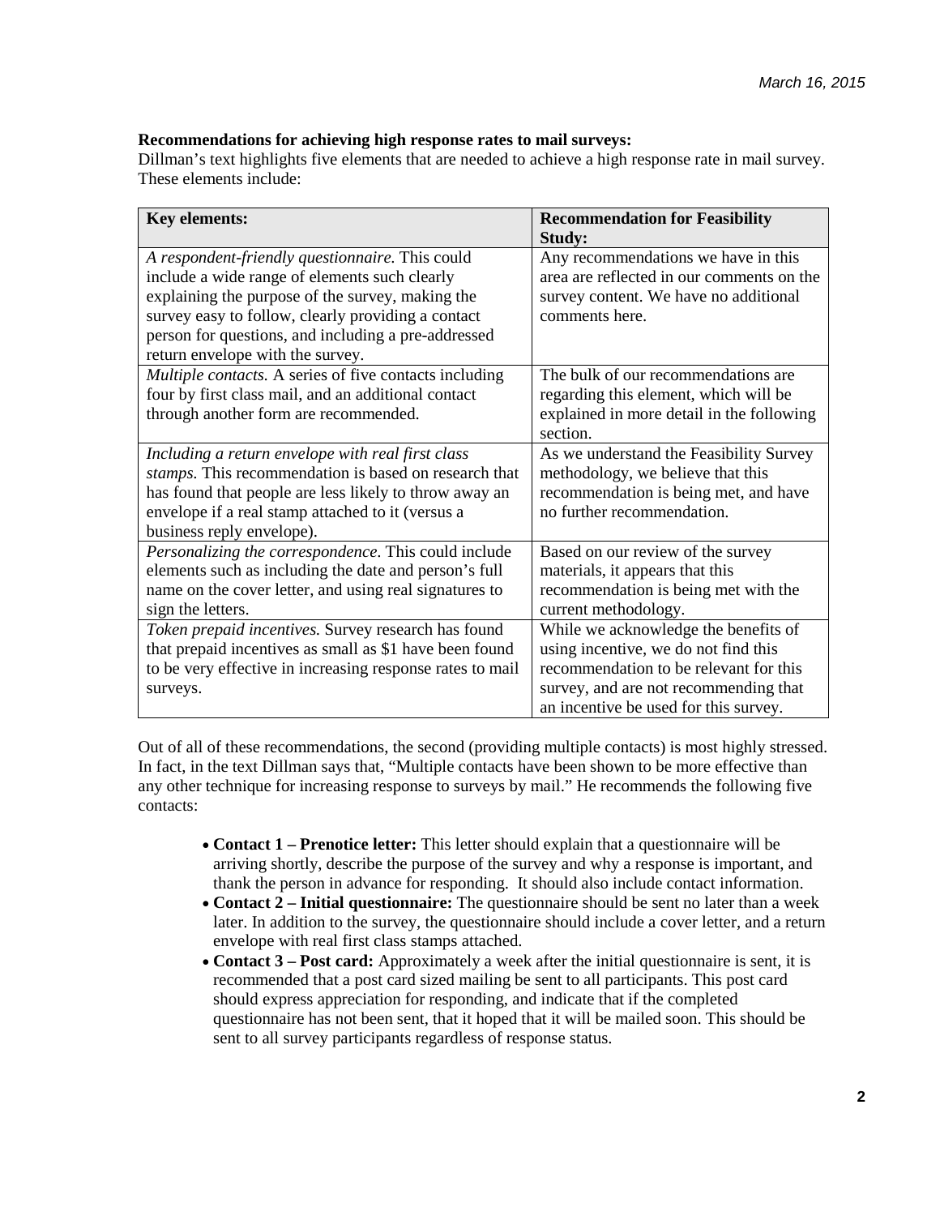**Recommendations for achieving high response rates to mail surveys:**
Dillman's text highlights five elements that are needed to achieve a high response rate in mail survey. These elements include:

| Key elements: | Recommendation for Feasibility Study: |
|---|---|
| *A respondent-friendly questionnaire.* This could include a wide range of elements such clearly explaining the purpose of the survey, making the survey easy to follow, clearly providing a contact person for questions, and including a pre-addressed return envelope with the survey. | Any recommendations we have in this area are reflected in our comments on the survey content. We have no additional comments here. |
| *Multiple contacts.* A series of five contacts including four by first class mail, and an additional contact through another form are recommended. | The bulk of our recommendations are regarding this element, which will be explained in more detail in the following section. |
| *Including a return envelope with real first class stamps.* This recommendation is based on research that has found that people are less likely to throw away an envelope if a real stamp attached to it (versus a business reply envelope). | As we understand the Feasibility Survey methodology, we believe that this recommendation is being met, and have no further recommendation. |
| *Personalizing the correspondence.* This could include elements such as including the date and person's full name on the cover letter, and using real signatures to sign the letters. | Based on our review of the survey materials, it appears that this recommendation is being met with the current methodology. |
| *Token prepaid incentives.* Survey research has found that prepaid incentives as small as $1 have been found to be very effective in increasing response rates to mail surveys. | While we acknowledge the benefits of using incentive, we do not find this recommendation to be relevant for this survey, and are not recommending that an incentive be used for this survey. |

Out of all of these recommendations, the second (providing multiple contacts) is most highly stressed. In fact, in the text Dillman says that, "Multiple contacts have been shown to be more effective than any other technique for increasing response to surveys by mail." He recommends the following five contacts:

- **Contact 1 – Prenotice letter:** This letter should explain that a questionnaire will be arriving shortly, describe the purpose of the survey and why a response is important, and thank the person in advance for responding. It should also include contact information.
- **Contact 2 – Initial questionnaire:** The questionnaire should be sent no later than a week later. In addition to the survey, the questionnaire should include a cover letter, and a return envelope with real first class stamps attached.
- **Contact 3 – Post card:** Approximately a week after the initial questionnaire is sent, it is recommended that a post card sized mailing be sent to all participants. This post card should express appreciation for responding, and indicate that if the completed questionnaire has not been sent, that it hoped that it will be mailed soon. This should be sent to all survey participants regardless of response status.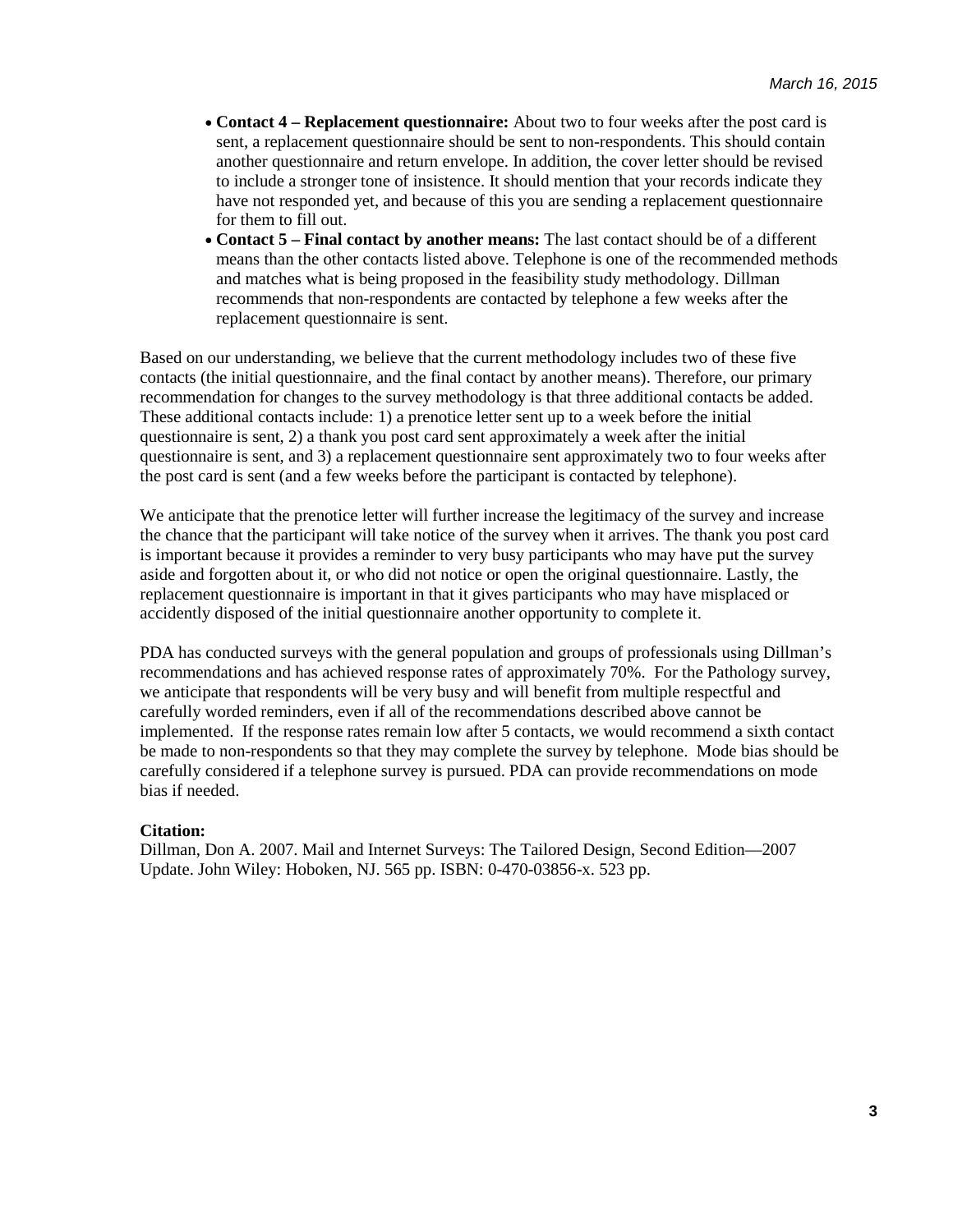- **Contact 4 – Replacement questionnaire:** About two to four weeks after the post card is sent, a replacement questionnaire should be sent to non-respondents. This should contain another questionnaire and return envelope. In addition, the cover letter should be revised to include a stronger tone of insistence. It should mention that your records indicate they have not responded yet, and because of this you are sending a replacement questionnaire for them to fill out.
- **Contact 5 – Final contact by another means:** The last contact should be of a different means than the other contacts listed above. Telephone is one of the recommended methods and matches what is being proposed in the feasibility study methodology. Dillman recommends that non-respondents are contacted by telephone a few weeks after the replacement questionnaire is sent.

Based on our understanding, we believe that the current methodology includes two of these five contacts (the initial questionnaire, and the final contact by another means). Therefore, our primary recommendation for changes to the survey methodology is that three additional contacts be added. These additional contacts include: 1) a prenotice letter sent up to a week before the initial questionnaire is sent, 2) a thank you post card sent approximately a week after the initial questionnaire is sent, and 3) a replacement questionnaire sent approximately two to four weeks after the post card is sent (and a few weeks before the participant is contacted by telephone).

We anticipate that the prenotice letter will further increase the legitimacy of the survey and increase the chance that the participant will take notice of the survey when it arrives. The thank you post card is important because it provides a reminder to very busy participants who may have put the survey aside and forgotten about it, or who did not notice or open the original questionnaire. Lastly, the replacement questionnaire is important in that it gives participants who may have misplaced or accidently disposed of the initial questionnaire another opportunity to complete it.

PDA has conducted surveys with the general population and groups of professionals using Dillman's recommendations and has achieved response rates of approximately 70%. For the Pathology survey, we anticipate that respondents will be very busy and will benefit from multiple respectful and carefully worded reminders, even if all of the recommendations described above cannot be implemented. If the response rates remain low after 5 contacts, we would recommend a sixth contact be made to non-respondents so that they may complete the survey by telephone. Mode bias should be carefully considered if a telephone survey is pursued. PDA can provide recommendations on mode bias if needed.

**Citation:**
Dillman, Don A. 2007. Mail and Internet Surveys: The Tailored Design, Second Edition—2007 Update. John Wiley: Hoboken, NJ. 565 pp. ISBN: 0-470-03856-x. 523 pp.